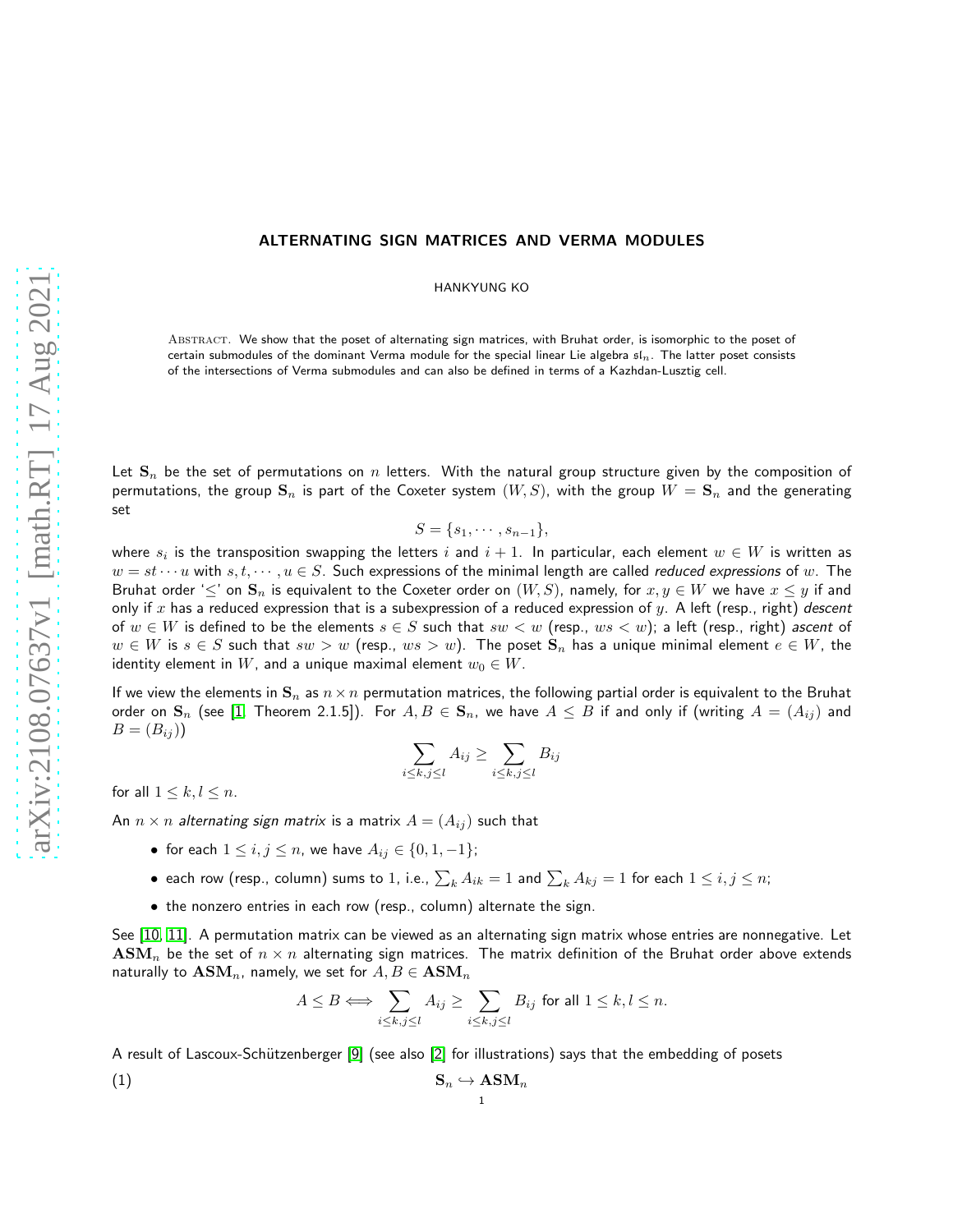# ALTERNATING SIGN MATRICES AND VERMA MODULES

HANKYUNG KO

Abstract. We show that the poset of alternating sign matrices, with Bruhat order, is isomorphic to the poset of certain submodules of the dominant Verma module for the special linear Lie algebra $\mathfrak{sl}_n$. The latter poset consists of the intersections of Verma submodules and can also be defined in terms of a Kazhdan-Lusztig cell.

Let $\mathbf{S}_n$ be the set of permutations on $n$ letters. With the natural group structure given by the composition of permutations, the group $\mathbf{S}_n$ is part of the Coxeter system $(W, S)$, with the group $W = \mathbf{S}_n$ and the generating set

$$S = \{s_1, \cdots, s_{n-1}\},$$

where $s_i$ is the transposition swapping the letters $i$ and $i+1$. In particular, each element $w \in W$ is written as $w = st \cdots u$ with $s, t, \cdots, u \in S$. Such expressions of the minimal length are called *reduced expressions* of $w$. The Bruhat order '$\leq$' on $\mathbf{S}_n$ is equivalent to the Coxeter order on $(W, S)$, namely, for $x, y \in W$ we have $x \leq y$ if and only if $x$ has a reduced expression that is a subexpression of a reduced expression of $y$. A left (resp., right) *descent* of $w \in W$ is defined to be the elements $s \in S$ such that $sw < w$ (resp., $ws < w$); a left (resp., right) *ascent* of $w \in W$ is $s \in S$ such that $sw > w$ (resp., $ws > w$). The poset $\mathbf{S}_n$ has a unique minimal element $e \in W$, the identity element in $W$, and a unique maximal element $w_0 \in W$.

If we view the elements in $\mathbf{S}_n$ as $n \times n$ permutation matrices, the following partial order is equivalent to the Bruhat order on $\mathbf{S}_n$ (see [1, Theorem 2.1.5]). For $A, B \in \mathbf{S}_n$, we have $A \leq B$ if and only if (writing $A = (A_{ij})$ and $B = (B_{ij})$)

$$\sum_{i \leq k, j \leq l} A_{ij} \geq \sum_{i \leq k, j \leq l} B_{ij}$$

for all $1 \leq k, l \leq n$.

An $n \times n$ *alternating sign matrix* is a matrix $A = (A_{ij})$ such that

- for each $1 \leq i, j \leq n$, we have $A_{ij} \in \{0, 1, -1\}$;
- each row (resp., column) sums to 1, i.e., $\sum_k A_{ik} = 1$ and $\sum_k A_{kj} = 1$ for each $1 \leq i, j \leq n$;
- the nonzero entries in each row (resp., column) alternate the sign.

See [10, 11]. A permutation matrix can be viewed as an alternating sign matrix whose entries are nonnegative. Let $\mathbf{ASM}_n$ be the set of $n \times n$ alternating sign matrices. The matrix definition of the Bruhat order above extends naturally to $\mathbf{ASM}_n$, namely, we set for $A, B \in \mathbf{ASM}_n$

$$A \leq B \iff \sum_{i \leq k, j \leq l} A_{ij} \geq \sum_{i \leq k, j \leq l} B_{ij} \text{ for all } 1 \leq k, l \leq n.$$

A result of Lascoux-Schützenberger [9] (see also [2] for illustrations) says that the embedding of posets

$$\mathbf{S}_n \hookrightarrow \mathbf{ASM}_n \tag{1}$$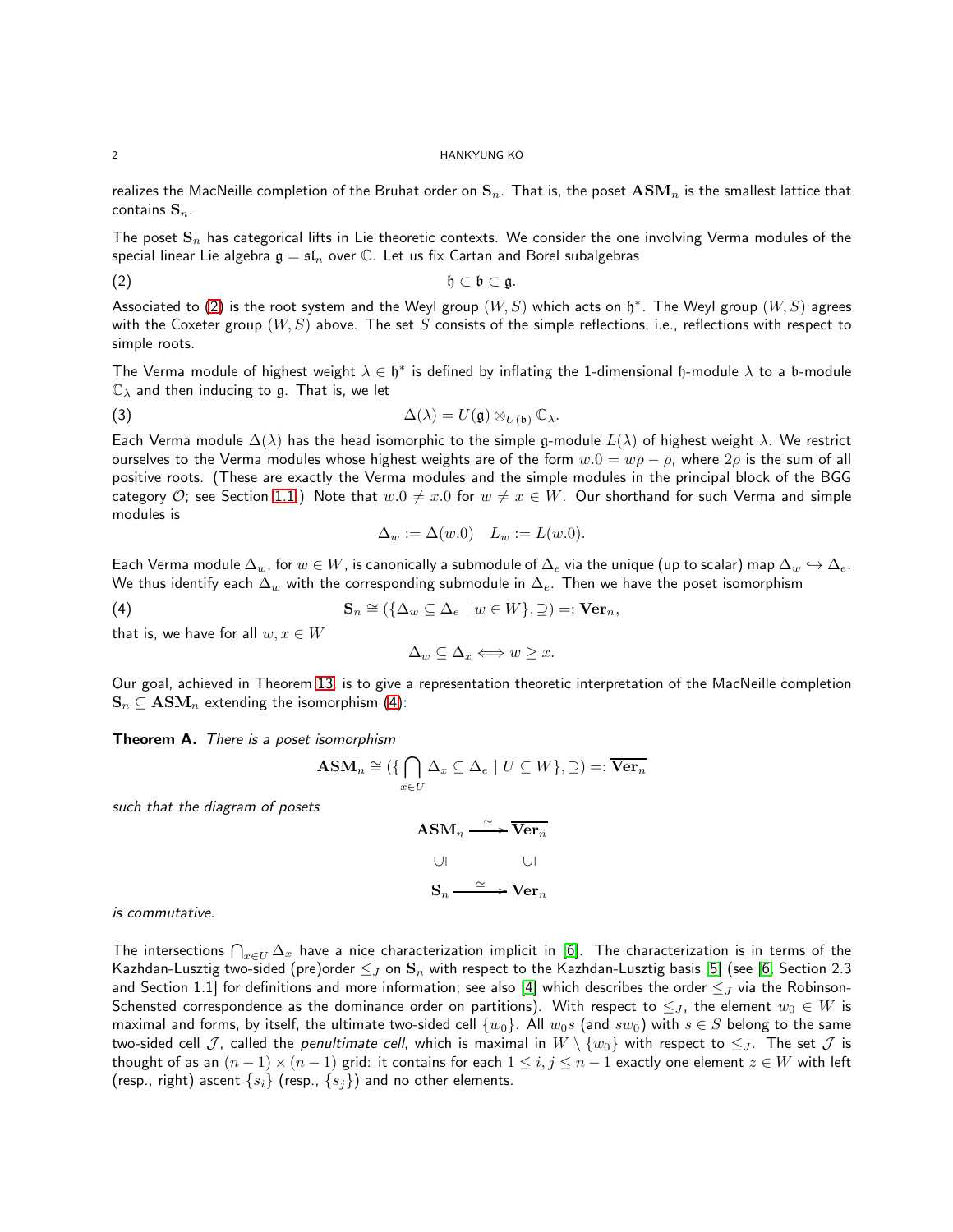realizes the MacNeille completion of the Bruhat order on $\mathbf{S}_n$. That is, the poset $\mathbf{ASM}_n$ is the smallest lattice that contains $\mathbf{S}_n$.

The poset $\mathbf{S}_n$ has categorical lifts in Lie theoretic contexts. We consider the one involving Verma modules of the special linear Lie algebra $\mathfrak{g} = \mathfrak{sl}_n$ over $\mathbb{C}$. Let us fix Cartan and Borel subalgebras

$$\mathfrak{h} \subset \mathfrak{b} \subset \mathfrak{g}. \tag{2}$$

Associated to (2) is the root system and the Weyl group $(W, S)$ which acts on $\mathfrak{h}^*$. The Weyl group $(W, S)$ agrees with the Coxeter group $(W, S)$ above. The set $S$ consists of the simple reflections, i.e., reflections with respect to simple roots.

The Verma module of highest weight $\lambda \in \mathfrak{h}^*$ is defined by inflating the 1-dimensional $\mathfrak{h}$-module $\lambda$ to a $\mathfrak{b}$-module $\mathbb{C}_\lambda$ and then inducing to $\mathfrak{g}$. That is, we let

$$\Delta(\lambda) = U(\mathfrak{g}) \otimes_{U(\mathfrak{b})} \mathbb{C}_\lambda. \tag{3}$$

Each Verma module $\Delta(\lambda)$ has the head isomorphic to the simple $\mathfrak{g}$-module $L(\lambda)$ of highest weight $\lambda$. We restrict ourselves to the Verma modules whose highest weights are of the form $w.0 = w\rho - \rho$, where $2\rho$ is the sum of all positive roots. (These are exactly the Verma modules and the simple modules in the principal block of the BGG category $\mathcal{O}$; see Section 1.1.) Note that $w.0 \neq x.0$ for $w \neq x \in W$. Our shorthand for such Verma and simple modules is

$$\Delta_w := \Delta(w.0) \quad L_w := L(w.0).$$

Each Verma module $\Delta_w$, for $w \in W$, is canonically a submodule of $\Delta_e$ via the unique (up to scalar) map $\Delta_w \hookrightarrow \Delta_e$. We thus identify each $\Delta_w$ with the corresponding submodule in $\Delta_e$. Then we have the poset isomorphism

$$\mathbf{S}_n \cong (\{\Delta_w \subseteq \Delta_e \mid w \in W\}, \supseteq) =: \mathbf{Ver}_n, \tag{4}$$

that is, we have for all $w, x \in W$

$$\Delta_w \subseteq \Delta_x \iff w \geq x.$$

Our goal, achieved in Theorem 13, is to give a representation theoretic interpretation of the MacNeille completion $\mathbf{S}_n \subseteq \mathbf{ASM}_n$ extending the isomorphism (4):

**Theorem A.** *There is a poset isomorphism*

$$\mathbf{ASM}_n \cong (\{\bigcap_{x \in U} \Delta_x \subseteq \Delta_e \mid U \subseteq W\}, \supseteq) =: \overline{\mathbf{Ver}_n}$$

*such that the diagram of posets*

$$\begin{array}{ccc} \mathbf{ASM}_n & \xrightarrow{\simeq} & \overline{\mathbf{Ver}_n} \\ \cup\!| & & \cup\!| \\ \mathbf{S}_n & \xrightarrow{\simeq} & \mathbf{Ver}_n \end{array}$$

*is commutative.*

The intersections $\bigcap_{x \in U} \Delta_x$ have a nice characterization implicit in [6]. The characterization is in terms of the Kazhdan-Lusztig two-sided (pre)order $\leq_J$ on $\mathbf{S}_n$ with respect to the Kazhdan-Lusztig basis [5] (see [6, Section 2.3 and Section 1.1] for definitions and more information; see also [4] which describes the order $\leq_J$ via the Robinson-Schensted correspondence as the dominance order on partitions). With respect to $\leq_J$, the element $w_0 \in W$ is maximal and forms, by itself, the ultimate two-sided cell $\{w_0\}$. All $w_0 s$ (and $s w_0$) with $s \in S$ belong to the same two-sided cell $\mathcal{J}$, called the *penultimate cell*, which is maximal in $W \setminus \{w_0\}$ with respect to $\leq_J$. The set $\mathcal{J}$ is thought of as an $(n-1) \times (n-1)$ grid: it contains for each $1 \leq i, j \leq n-1$ exactly one element $z \in W$ with left (resp., right) ascent $\{s_i\}$ (resp., $\{s_j\}$) and no other elements.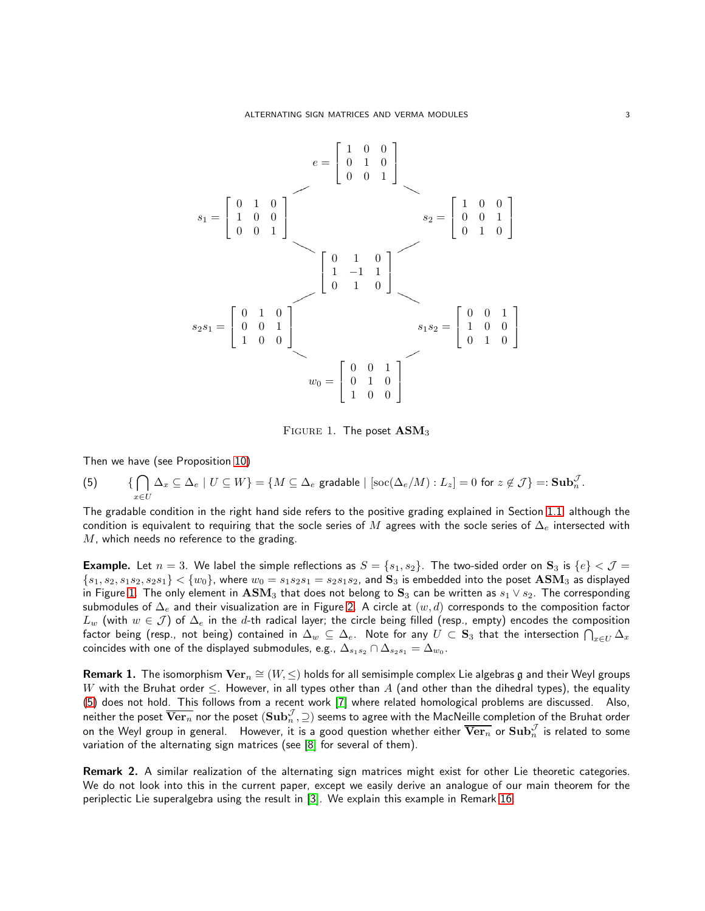$$e = \begin{bmatrix} 1 & 0 & 0 \\ 0 & 1 & 0 \\ 0 & 0 & 1 \end{bmatrix}$$

$$s_1 = \begin{bmatrix} 0 & 1 & 0 \\ 1 & 0 & 0 \\ 0 & 0 & 1 \end{bmatrix} \qquad s_2 = \begin{bmatrix} 1 & 0 & 0 \\ 0 & 0 & 1 \\ 0 & 1 & 0 \end{bmatrix}$$

$$\begin{bmatrix} 0 & 1 & 0 \\ 1 & -1 & 1 \\ 0 & 1 & 0 \end{bmatrix}$$

$$s_2 s_1 = \begin{bmatrix} 0 & 1 & 0 \\ 0 & 0 & 1 \\ 1 & 0 & 0 \end{bmatrix} \qquad s_1 s_2 = \begin{bmatrix} 0 & 0 & 1 \\ 1 & 0 & 0 \\ 0 & 1 & 0 \end{bmatrix}$$

$$w_0 = \begin{bmatrix} 0 & 0 & 1 \\ 0 & 1 & 0 \\ 1 & 0 & 0 \end{bmatrix}$$

FIGURE 1. The poset $\mathbf{ASM}_3$

Then we have (see Proposition 10)

$$\{ \bigcap_{x \in U} \Delta_x \subseteq \Delta_e \mid U \subseteq W \} = \{ M \subseteq \Delta_e \text{ gradable} \mid [\mathrm{soc}(\Delta_e/M) : L_z] = 0 \text{ for } z \notin \mathcal{J} \} =: \mathbf{Sub}_n^{\mathcal{J}}. \tag{5}$$

The gradable condition in the right hand side refers to the positive grading explained in Section 1.1 although the condition is equivalent to requiring that the socle series of $M$ agrees with the socle series of $\Delta_e$ intersected with $M$, which needs no reference to the grading.

**Example.** Let $n = 3$. We label the simple reflections as $S = \{s_1, s_2\}$. The two-sided order on $\mathbf{S}_3$ is $\{e\} < \mathcal{J} = \{s_1, s_2, s_1 s_2, s_2 s_1\} < \{w_0\}$, where $w_0 = s_1 s_2 s_1 = s_2 s_1 s_2$, and $\mathbf{S}_3$ is embedded into the poset $\mathbf{ASM}_3$ as displayed in Figure 1. The only element in $\mathbf{ASM}_3$ that does not belong to $\mathbf{S}_3$ can be written as $s_1 \vee s_2$. The corresponding submodules of $\Delta_e$ and their visualization are in Figure 2. A circle at $(w, d)$ corresponds to the composition factor $L_w$ (with $w \in \mathcal{J}$) of $\Delta_e$ in the $d$-th radical layer; the circle being filled (resp., empty) encodes the composition factor being (resp., not being) contained in $\Delta_w \subseteq \Delta_e$. Note for any $U \subset \mathbf{S}_3$ that the intersection $\bigcap_{x \in U} \Delta_x$ coincides with one of the displayed submodules, e.g., $\Delta_{s_1 s_2} \cap \Delta_{s_2 s_1} = \Delta_{w_0}$.

**Remark 1.** The isomorphism $\mathbf{Ver}_n \cong (W, \leq)$ holds for all semisimple complex Lie algebras $\mathfrak{g}$ and their Weyl groups $W$ with the Bruhat order $\leq$. However, in all types other than $A$ (and other than the dihedral types), the equality (5) does not hold. This follows from a recent work [7] where related homological problems are discussed. Also, neither the poset $\overline{\mathbf{Ver}_n}$ nor the poset $(\mathbf{Sub}_n^{\mathcal{J}}, \supseteq)$ seems to agree with the MacNeille completion of the Bruhat order on the Weyl group in general. However, it is a good question whether either $\overline{\mathbf{Ver}_n}$ or $\mathbf{Sub}_n^{\mathcal{J}}$ is related to some variation of the alternating sign matrices (see [8] for several of them).

**Remark 2.** A similar realization of the alternating sign matrices might exist for other Lie theoretic categories. We do not look into this in the current paper, except we easily derive an analogue of our main theorem for the periplectic Lie superalgebra using the result in [3]. We explain this example in Remark 16.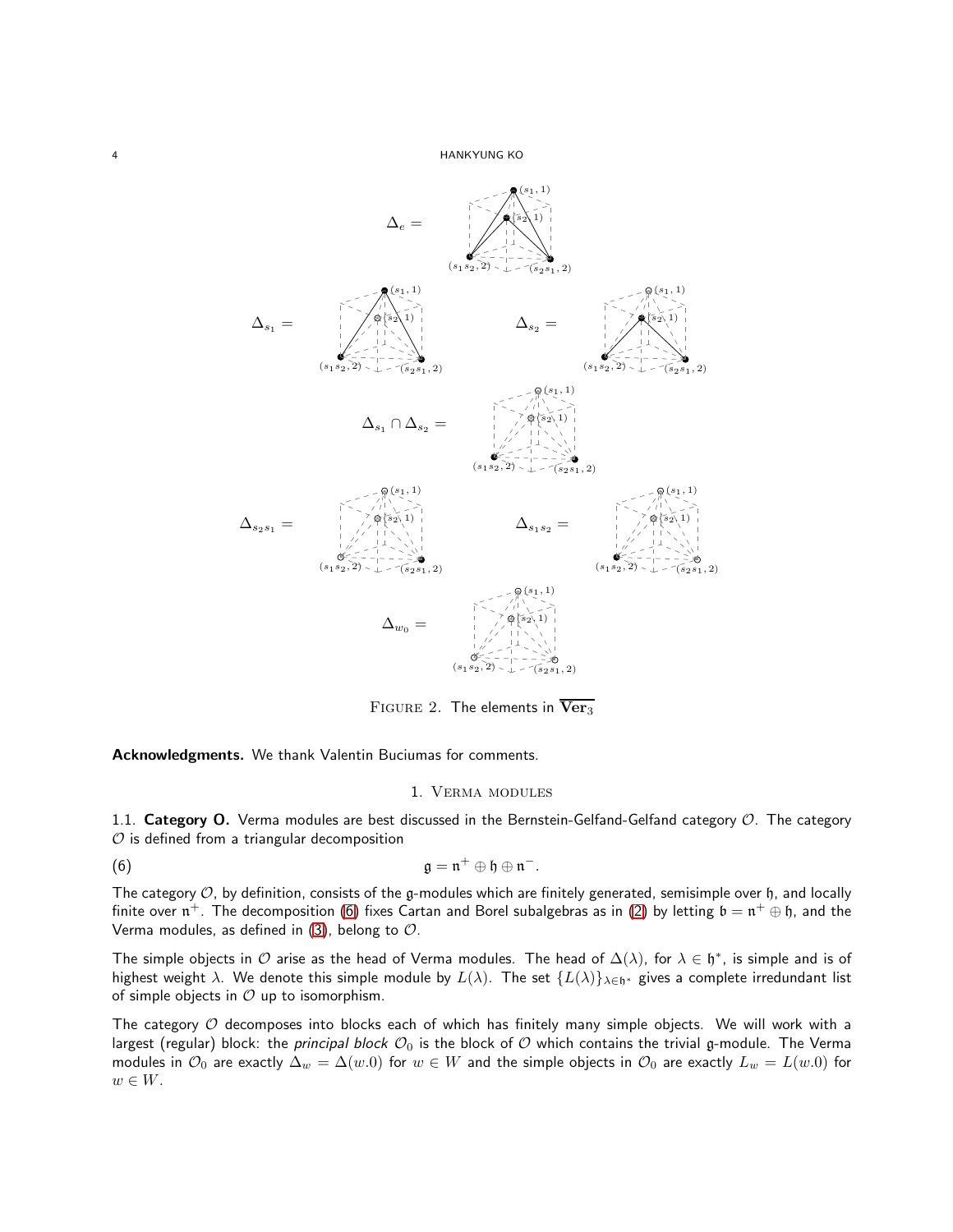FIGURE 2. The elements in $\overline{\mathbf{Ver}_3}$

**Acknowledgments.** We thank Valentin Buciumas for comments.

## 1. Verma modules

1.1. **Category O.** Verma modules are best discussed in the Bernstein-Gelfand-Gelfand category $\mathcal{O}$. The category $\mathcal{O}$ is defined from a triangular decomposition

$$\mathfrak{g} = \mathfrak{n}^+ \oplus \mathfrak{h} \oplus \mathfrak{n}^-. \tag{6}$$

The category $\mathcal{O}$, by definition, consists of the $\mathfrak{g}$-modules which are finitely generated, semisimple over $\mathfrak{h}$, and locally finite over $\mathfrak{n}^+$. The decomposition (6) fixes Cartan and Borel subalgebras as in (2) by letting $\mathfrak{b} = \mathfrak{n}^+ \oplus \mathfrak{h}$, and the Verma modules, as defined in (3), belong to $\mathcal{O}$.

The simple objects in $\mathcal{O}$ arise as the head of Verma modules. The head of $\Delta(\lambda)$, for $\lambda \in \mathfrak{h}^*$, is simple and is of highest weight $\lambda$. We denote this simple module by $L(\lambda)$. The set $\{L(\lambda)\}_{\lambda \in \mathfrak{h}^*}$ gives a complete irredundant list of simple objects in $\mathcal{O}$ up to isomorphism.

The category $\mathcal{O}$ decomposes into blocks each of which has finitely many simple objects. We will work with a largest (regular) block: the *principal block* $\mathcal{O}_0$ is the block of $\mathcal{O}$ which contains the trivial $\mathfrak{g}$-module. The Verma modules in $\mathcal{O}_0$ are exactly $\Delta_w = \Delta(w.0)$ for $w \in W$ and the simple objects in $\mathcal{O}_0$ are exactly $L_w = L(w.0)$ for $w \in W$.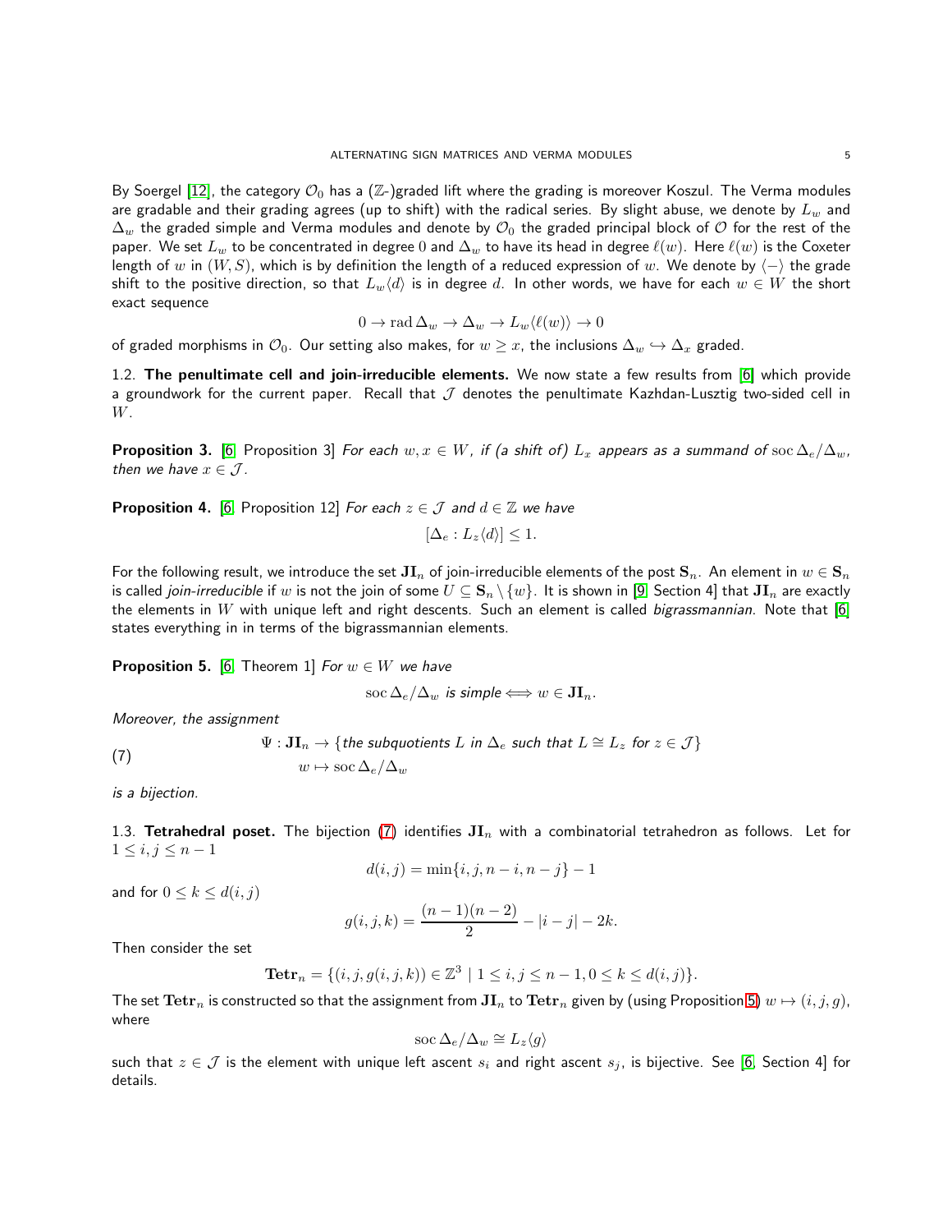By Soergel [12], the category $\mathcal{O}_0$ has a ($\mathbb{Z}$-)graded lift where the grading is moreover Koszul. The Verma modules are gradable and their grading agrees (up to shift) with the radical series. By slight abuse, we denote by $L_w$ and $\Delta_w$ the graded simple and Verma modules and denote by $\mathcal{O}_0$ the graded principal block of $\mathcal{O}$ for the rest of the paper. We set $L_w$ to be concentrated in degree $0$ and $\Delta_w$ to have its head in degree $\ell(w)$. Here $\ell(w)$ is the Coxeter length of $w$ in $(W, S)$, which is by definition the length of a reduced expression of $w$. We denote by $\langle - \rangle$ the grade shift to the positive direction, so that $L_w\langle d\rangle$ is in degree $d$. In other words, we have for each $w \in W$ the short exact sequence

$$0 \to \operatorname{rad}\Delta_w \to \Delta_w \to L_w\langle \ell(w)\rangle \to 0$$

of graded morphisms in $\mathcal{O}_0$. Our setting also makes, for $w \geq x$, the inclusions $\Delta_w \hookrightarrow \Delta_x$ graded.

## 1.2. The penultimate cell and join-irreducible elements.

We now state a few results from [6] which provide a groundwork for the current paper. Recall that $\mathcal{J}$ denotes the penultimate Kazhdan-Lusztig two-sided cell in $W$.

**Proposition 3.** [6, Proposition 3] *For each $w, x \in W$, if (a shift of) $L_x$ appears as a summand of $\operatorname{soc}\Delta_e/\Delta_w$, then we have $x \in \mathcal{J}$.*

**Proposition 4.** [6, Proposition 12] *For each $z \in \mathcal{J}$ and $d \in \mathbb{Z}$ we have*

$$[\Delta_e : L_z\langle d\rangle] \leq 1.$$

For the following result, we introduce the set $\mathbf{JI}_n$ of join-irreducible elements of the post $\mathbf{S}_n$. An element in $w \in \mathbf{S}_n$ is called *join-irreducible* if $w$ is not the join of some $U \subseteq \mathbf{S}_n \setminus \{w\}$. It is shown in [9, Section 4] that $\mathbf{JI}_n$ are exactly the elements in $W$ with unique left and right descents. Such an element is called *bigrassmannian*. Note that [6] states everything in in terms of the bigrassmannian elements.

**Proposition 5.** [6, Theorem 1] *For $w \in W$ we have*

$$\operatorname{soc}\Delta_e/\Delta_w \textit{ is simple} \iff w \in \mathbf{JI}_n.$$

*Moreover, the assignment*

$$\Psi : \mathbf{JI}_n \to \{\textit{the subquotients } L \textit{ in } \Delta_e \textit{ such that } L \cong L_z \textit{ for } z \in \mathcal{J}\} \tag{7}$$
$$w \mapsto \operatorname{soc}\Delta_e/\Delta_w$$

*is a bijection.*

## 1.3. Tetrahedral poset.

The bijection (7) identifies $\mathbf{JI}_n$ with a combinatorial tetrahedron as follows. Let for $1 \leq i, j \leq n-1$

$$d(i,j) = \min\{i, j, n-i, n-j\} - 1$$

and for $0 \leq k \leq d(i,j)$

$$g(i,j,k) = \frac{(n-1)(n-2)}{2} - |i-j| - 2k.$$

Then consider the set

$$\mathbf{Tetr}_n = \{(i, j, g(i,j,k)) \in \mathbb{Z}^3 \mid 1 \leq i, j \leq n-1, 0 \leq k \leq d(i,j)\}.$$

The set $\mathbf{Tetr}_n$ is constructed so that the assignment from $\mathbf{JI}_n$ to $\mathbf{Tetr}_n$ given by (using Proposition 5) $w \mapsto (i, j, g)$, where

$$\operatorname{soc}\Delta_e/\Delta_w \cong L_z\langle g\rangle$$

such that $z \in \mathcal{J}$ is the element with unique left ascent $s_i$ and right ascent $s_j$, is bijective. See [6, Section 4] for details.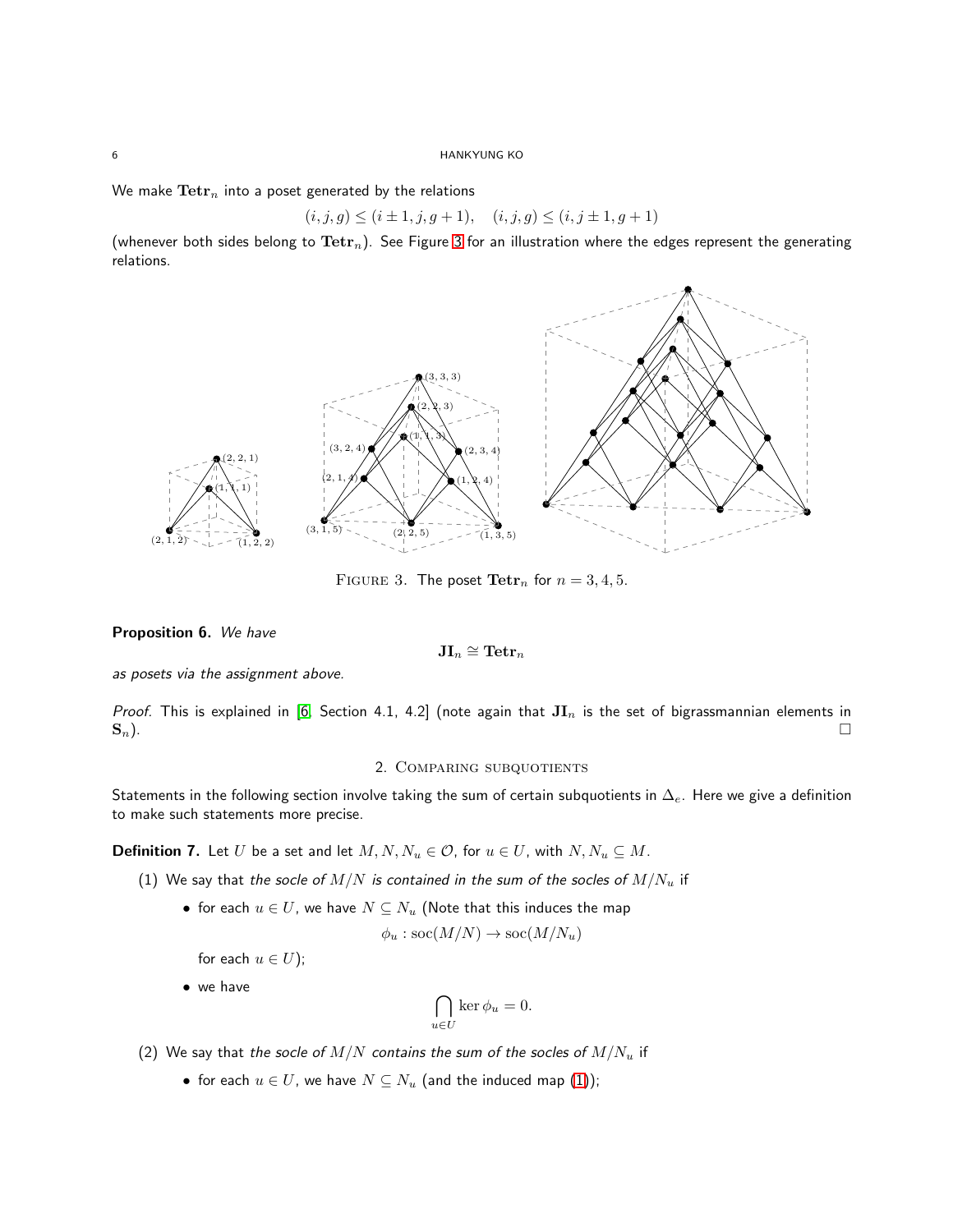We make $\mathbf{Tetr}_n$ into a poset generated by the relations

$$(i, j, g) \leq (i \pm 1, j, g + 1), \quad (i, j, g) \leq (i, j \pm 1, g + 1)$$

(whenever both sides belong to $\mathbf{Tetr}_n$). See Figure 3 for an illustration where the edges represent the generating relations.

FIGURE 3. The poset $\mathbf{Tetr}_n$ for $n = 3, 4, 5$.

**Proposition 6.** *We have*

$$\mathbf{JI}_n \cong \mathbf{Tetr}_n$$

*as posets via the assignment above.*

*Proof.* This is explained in [6, Section 4.1, 4.2] (note again that $\mathbf{JI}_n$ is the set of bigrassmannian elements in $\mathbf{S}_n$). $\square$

## 2. Comparing subquotients

Statements in the following section involve taking the sum of certain subquotients in $\Delta_e$. Here we give a definition to make such statements more precise.

**Definition 7.** Let $U$ be a set and let $M, N, N_u \in \mathcal{O}$, for $u \in U$, with $N, N_u \subseteq M$.

(1) We say that *the socle of $M/N$ is contained in the sum of the socles of $M/N_u$* if

- for each $u \in U$, we have $N \subseteq N_u$ (Note that this induces the map
$$\phi_u : \mathrm{soc}(M/N) \to \mathrm{soc}(M/N_u)$$
for each $u \in U$);
- we have
$$\bigcap_{u \in U} \ker \phi_u = 0.$$

(2) We say that *the socle of $M/N$ contains the sum of the socles of $M/N_u$* if

- for each $u \in U$, we have $N \subseteq N_u$ (and the induced map (1));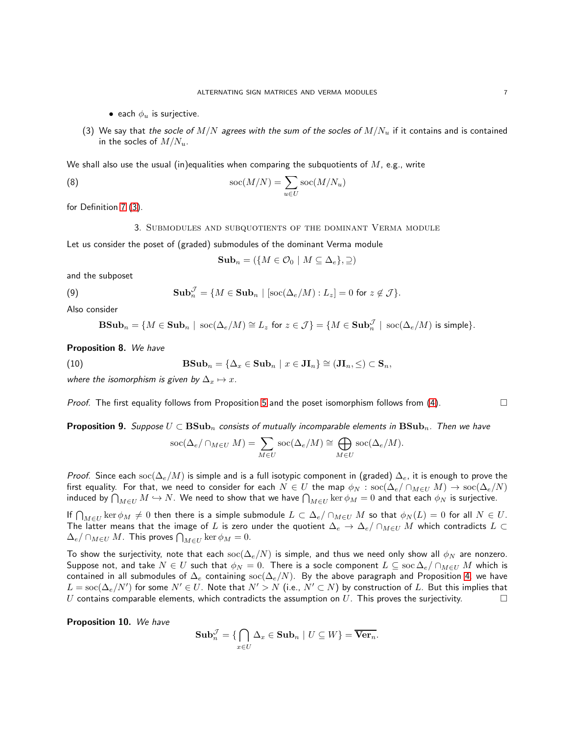- each $\phi_u$ is surjective.

(3) We say that *the socle of $M/N$ agrees with the sum of the socles of $M/N_u$* if it contains and is contained in the socles of $M/N_u$.

We shall also use the usual (in)equalities when comparing the subquotients of $M$, e.g., write

$$\operatorname{soc}(M/N) = \sum_{u \in U} \operatorname{soc}(M/N_u) \tag{8}$$

for Definition 7 (3).

## 3. Submodules and subquotients of the dominant Verma module

Let us consider the poset of (graded) submodules of the dominant Verma module

$$\mathbf{Sub}_n = (\{M \in \mathcal{O}_0 \mid M \subseteq \Delta_e\}, \supseteq)$$

and the subposet

$$\mathbf{Sub}_n^{\mathcal{J}} = \{M \in \mathbf{Sub}_n \mid [\operatorname{soc}(\Delta_e/M) : L_z] = 0 \text{ for } z \notin \mathcal{J}\}. \tag{9}$$

Also consider

$$\mathbf{BSub}_n = \{M \in \mathbf{Sub}_n \mid \operatorname{soc}(\Delta_e/M) \cong L_z \text{ for } z \in \mathcal{J}\} = \{M \in \mathbf{Sub}_n^{\mathcal{J}} \mid \operatorname{soc}(\Delta_e/M) \text{ is simple}\}.$$

**Proposition 8.** *We have*

$$\mathbf{BSub}_n = \{\Delta_x \in \mathbf{Sub}_n \mid x \in \mathbf{JI}_n\} \cong (\mathbf{JI}_n, \leq) \subset \mathbf{S}_n, \tag{10}$$

*where the isomorphism is given by $\Delta_x \mapsto x$.*

*Proof.* The first equality follows from Proposition 5 and the poset isomorphism follows from (4). $\square$

**Proposition 9.** *Suppose $U \subset \mathbf{BSub}_n$ consists of mutually incomparable elements in $\mathbf{BSub}_n$. Then we have*

$$\operatorname{soc}(\Delta_e/\cap_{M \in U} M) = \sum_{M \in U} \operatorname{soc}(\Delta_e/M) \cong \bigoplus_{M \in U} \operatorname{soc}(\Delta_e/M).$$

*Proof.* Since each $\operatorname{soc}(\Delta_e/M)$ is simple and is a full isotypic component in (graded) $\Delta_e$, it is enough to prove the first equality. For that, we need to consider for each $N \in U$ the map $\phi_N : \operatorname{soc}(\Delta_e/\cap_{M \in U} M) \to \operatorname{soc}(\Delta_e/N)$ induced by $\bigcap_{M \in U} M \hookrightarrow N$. We need to show that we have $\bigcap_{M \in U} \ker \phi_M = 0$ and that each $\phi_N$ is surjective.

If $\bigcap_{M \in U} \ker \phi_M \neq 0$ then there is a simple submodule $L \subset \Delta_e/\cap_{M \in U} M$ so that $\phi_N(L) = 0$ for all $N \in U$. The latter means that the image of $L$ is zero under the quotient $\Delta_e \to \Delta_e/\cap_{M \in U} M$ which contradicts $L \subset \Delta_e/\cap_{M \in U} M$. This proves $\bigcap_{M \in U} \ker \phi_M = 0$.

To show the surjectivity, note that each $\operatorname{soc}(\Delta_e/N)$ is simple, and thus we need only show all $\phi_N$ are nonzero. Suppose not, and take $N \in U$ such that $\phi_N = 0$. There is a socle component $L \subseteq \operatorname{soc} \Delta_e/\cap_{M \in U} M$ which is contained in all submodules of $\Delta_e$ containing $\operatorname{soc}(\Delta_e/N)$. By the above paragraph and Proposition 4, we have $L = \operatorname{soc}(\Delta_e/N')$ for some $N' \in U$. Note that $N' > N$ (i.e., $N' \subset N$) by construction of $L$. But this implies that $U$ contains comparable elements, which contradicts the assumption on $U$. This proves the surjectivity. $\square$

**Proposition 10.** *We have*

$$\mathbf{Sub}_n^{\mathcal{J}} = \{\bigcap_{x \in U} \Delta_x \in \mathbf{Sub}_n \mid U \subseteq W\} = \overline{\mathbf{Ver}_n}.$$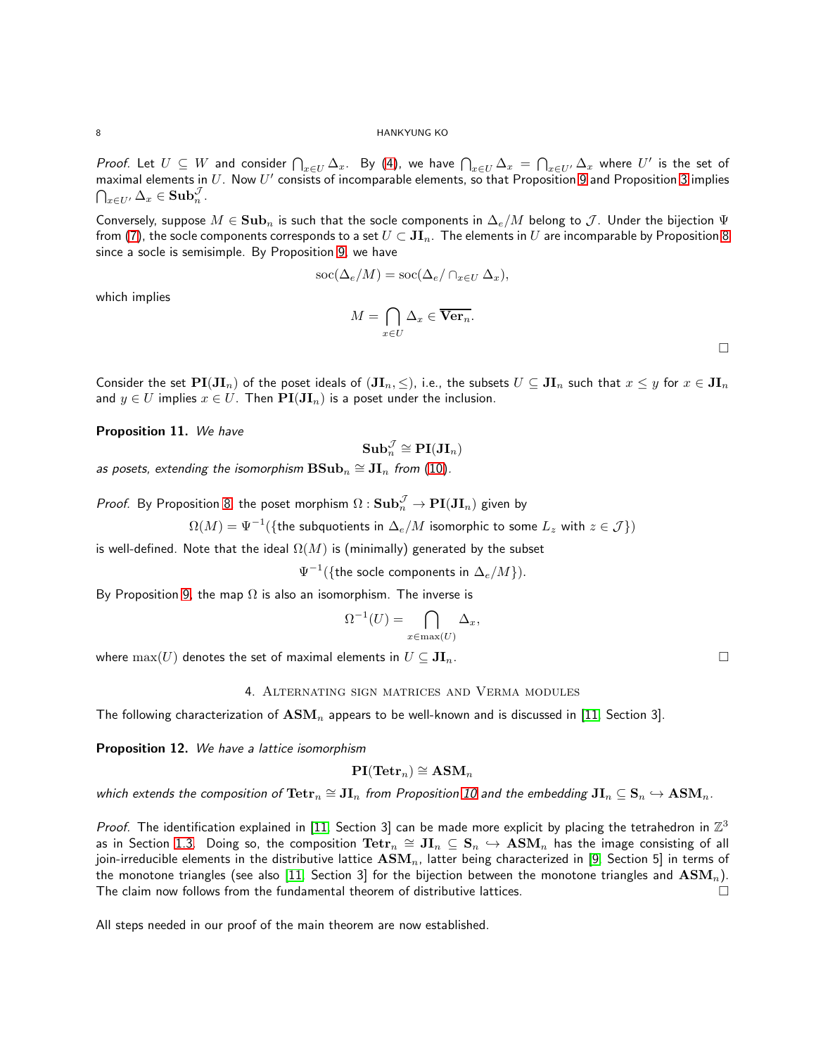*Proof.* Let $U \subseteq W$ and consider $\bigcap_{x\in U} \Delta_x$. By (4), we have $\bigcap_{x\in U} \Delta_x = \bigcap_{x\in U'} \Delta_x$ where $U'$ is the set of maximal elements in $U$. Now $U'$ consists of incomparable elements, so that Proposition 9 and Proposition 3 implies $\bigcap_{x\in U'} \Delta_x \in \mathbf{Sub}_n^{\mathcal{J}}$.

Conversely, suppose $M \in \mathbf{Sub}_n$ is such that the socle components in $\Delta_e/M$ belong to $\mathcal{J}$. Under the bijection $\Psi$ from (7), the socle components corresponds to a set $U \subset \mathbf{JI}_n$. The elements in $U$ are incomparable by Proposition 8 since a socle is semisimple. By Proposition 9, we have

$$\mathrm{soc}(\Delta_e/M) = \mathrm{soc}(\Delta_e/\cap_{x\in U} \Delta_x),$$

which implies

$$M = \bigcap_{x\in U} \Delta_x \in \overline{\mathbf{Ver}_n}.$$

$\square$

Consider the set $\mathbf{PI}(\mathbf{JI}_n)$ of the poset ideals of $(\mathbf{JI}_n, \leq)$, i.e., the subsets $U \subseteq \mathbf{JI}_n$ such that $x \leq y$ for $x \in \mathbf{JI}_n$ and $y \in U$ implies $x \in U$. Then $\mathbf{PI}(\mathbf{JI}_n)$ is a poset under the inclusion.

**Proposition 11.** *We have*

$$\mathbf{Sub}_n^{\mathcal{J}} \cong \mathbf{PI}(\mathbf{JI}_n)$$

*as posets, extending the isomorphism $\mathbf{BSub}_n \cong \mathbf{JI}_n$ from (10).*

*Proof.* By Proposition 8, the poset morphism $\Omega : \mathbf{Sub}_n^{\mathcal{J}} \to \mathbf{PI}(\mathbf{JI}_n)$ given by

$$\Omega(M) = \Psi^{-1}(\{\text{the subquotients in } \Delta_e/M \text{ isomorphic to some } L_z \text{ with } z \in \mathcal{J}\})$$

is well-defined. Note that the ideal $\Omega(M)$ is (minimally) generated by the subset

$$\Psi^{-1}(\{\text{the socle components in } \Delta_e/M\}).$$

By Proposition 9, the map $\Omega$ is also isomorphism. The inverse is

$$\Omega^{-1}(U) = \bigcap_{x\in \max(U)} \Delta_x,$$

where $\max(U)$ denotes the set of maximal elements in $U \subseteq \mathbf{JI}_n$. $\square$

## 4. Alternating sign matrices and Verma modules

The following characterization of $\mathbf{ASM}_n$ appears to be well-known and is discussed in [11, Section 3].

**Proposition 12.** *We have a lattice isomorphism*

$$\mathbf{PI}(\mathbf{Tetr}_n) \cong \mathbf{ASM}_n$$

*which extends the composition of $\mathbf{Tetr}_n \cong \mathbf{JI}_n$ from Proposition 10 and the embedding $\mathbf{JI}_n \subseteq \mathbf{S}_n \hookrightarrow \mathbf{ASM}_n$.*

*Proof.* The identification explained in [11, Section 3] can be made more explicit by placing the tetrahedron in $\mathbb{Z}^3$ as in Section 1.3. Doing so, the composition $\mathbf{Tetr}_n \cong \mathbf{JI}_n \subseteq \mathbf{S}_n \hookrightarrow \mathbf{ASM}_n$ has the image consisting of all join-irreducible elements in the distributive lattice $\mathbf{ASM}_n$, latter being characterized in [9, Section 5] in terms of the monotone triangles (see also [11, Section 3] for the bijection between the monotone triangles and $\mathbf{ASM}_n$). The claim now follows from the fundamental theorem of distributive lattices. $\square$

All steps needed in our proof of the main theorem are now established.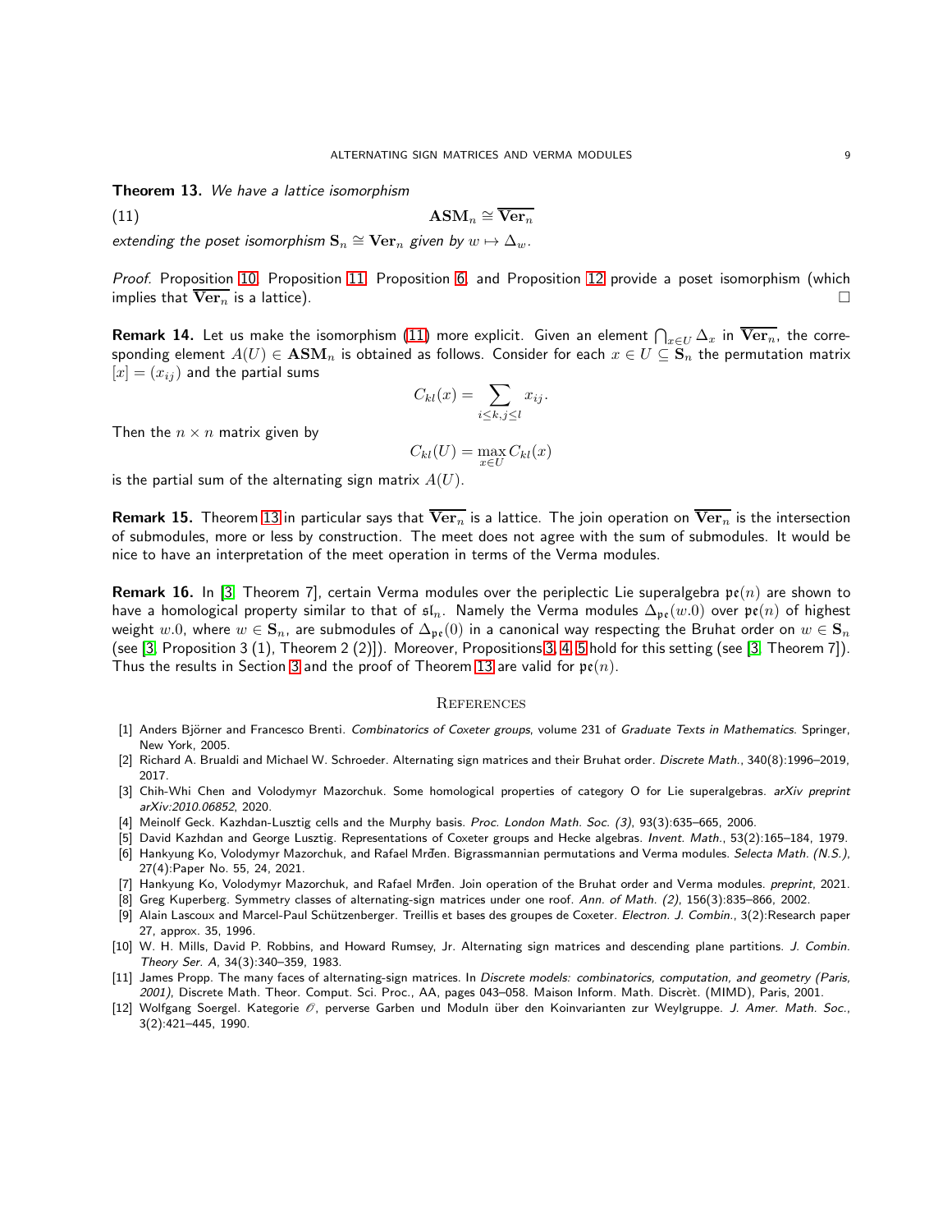**Theorem 13.** *We have a lattice isomorphism*

$$\mathbf{ASM}_n \cong \overline{\mathbf{Ver}_n} \tag{11}$$

*extending the poset isomorphism* $\mathbf{S}_n \cong \mathbf{Ver}_n$ *given by* $w \mapsto \Delta_w$.

*Proof.* Proposition 10, Proposition 11, Proposition 6, and Proposition 12 provide a poset isomorphism (which implies that $\overline{\mathbf{Ver}_n}$ is a lattice). □

**Remark 14.** Let us make the isomorphism (11) more explicit. Given an element $\bigcap_{x\in U} \Delta_x$ in $\overline{\mathbf{Ver}_n}$, the corresponding element $A(U) \in \mathbf{ASM}_n$ is obtained as follows. Consider for each $x \in U \subseteq \mathbf{S}_n$ the permutation matrix $[x] = (x_{ij})$ and the partial sums

$$C_{kl}(x) = \sum_{i\le k, j\le l} x_{ij}.$$

Then the $n \times n$ matrix given by

$$C_{kl}(U) = \max_{x\in U} C_{kl}(x)$$

is the partial sum of the alternating sign matrix $A(U)$.

**Remark 15.** Theorem 13 in particular says that $\overline{\mathbf{Ver}_n}$ is a lattice. The join operation on $\overline{\mathbf{Ver}_n}$ is the intersection of submodules, more or less by construction. The meet does not agree with the sum of submodules. It would be nice to have an interpretation of the meet operation in terms of the Verma modules.

**Remark 16.** In [3, Theorem 7], certain Verma modules over the periplectic Lie superalgebra $\mathfrak{pe}(n)$ are shown to have a homological property similar to that of $\mathfrak{sl}_n$. Namely the Verma modules $\Delta_{\mathfrak{pe}}(w.0)$ over $\mathfrak{pe}(n)$ of highest weight $w.0$, where $w \in \mathbf{S}_n$, are submodules of $\Delta_{\mathfrak{pe}}(0)$ in a canonical way respecting the Bruhat order on $w \in \mathbf{S}_n$ (see [3, Proposition 3 (1), Theorem 2 (2)]). Moreover, Propositions 3, 4, 5 hold for this setting (see [3, Theorem 7]). Thus the results in Section 3 and the proof of Theorem 13 are valid for $\mathfrak{pe}(n)$.

## References

[1] Anders Björner and Francesco Brenti. *Combinatorics of Coxeter groups*, volume 231 of *Graduate Texts in Mathematics*. Springer, New York, 2005.

[2] Richard A. Brualdi and Michael W. Schroeder. Alternating sign matrices and their Bruhat order. *Discrete Math.*, 340(8):1996–2019, 2017.

[3] Chih-Whi Chen and Volodymyr Mazorchuk. Some homological properties of category O for Lie superalgebras. *arXiv preprint arXiv:2010.06852*, 2020.

[4] Meinolf Geck. Kazhdan-Lusztig cells and the Murphy basis. *Proc. London Math. Soc. (3)*, 93(3):635–665, 2006.

[5] David Kazhdan and George Lusztig. Representations of Coxeter groups and Hecke algebras. *Invent. Math.*, 53(2):165–184, 1979.

[6] Hankyung Ko, Volodymyr Mazorchuk, and Rafael Mrđen. Bigrassmannian permutations and Verma modules. *Selecta Math. (N.S.)*, 27(4):Paper No. 55, 24, 2021.

[7] Hankyung Ko, Volodymyr Mazorchuk, and Rafael Mrđen. Join operation of the Bruhat order and Verma modules. *preprint*, 2021.

[8] Greg Kuperberg. Symmetry classes of alternating-sign matrices under one roof. *Ann. of Math. (2)*, 156(3):835–866, 2002.

[9] Alain Lascoux and Marcel-Paul Schützenberger. Treillis et bases des groupes de Coxeter. *Electron. J. Combin.*, 3(2):Research paper 27, approx. 35, 1996.

[10] W. H. Mills, David P. Robbins, and Howard Rumsey, Jr. Alternating sign matrices and descending plane partitions. *J. Combin. Theory Ser. A*, 34(3):340–359, 1983.

[11] James Propp. The many faces of alternating-sign matrices. In *Discrete models: combinatorics, computation, and geometry (Paris, 2001)*, Discrete Math. Theor. Comput. Sci. Proc., AA, pages 043–058. Maison Inform. Math. Discrèt. (MIMD), Paris, 2001.

[12] Wolfgang Soergel. Kategorie $\mathscr{O}$, perverse Garben und Moduln über den Koinvarianten zur Weylgruppe. *J. Amer. Math. Soc.*, 3(2):421–445, 1990.